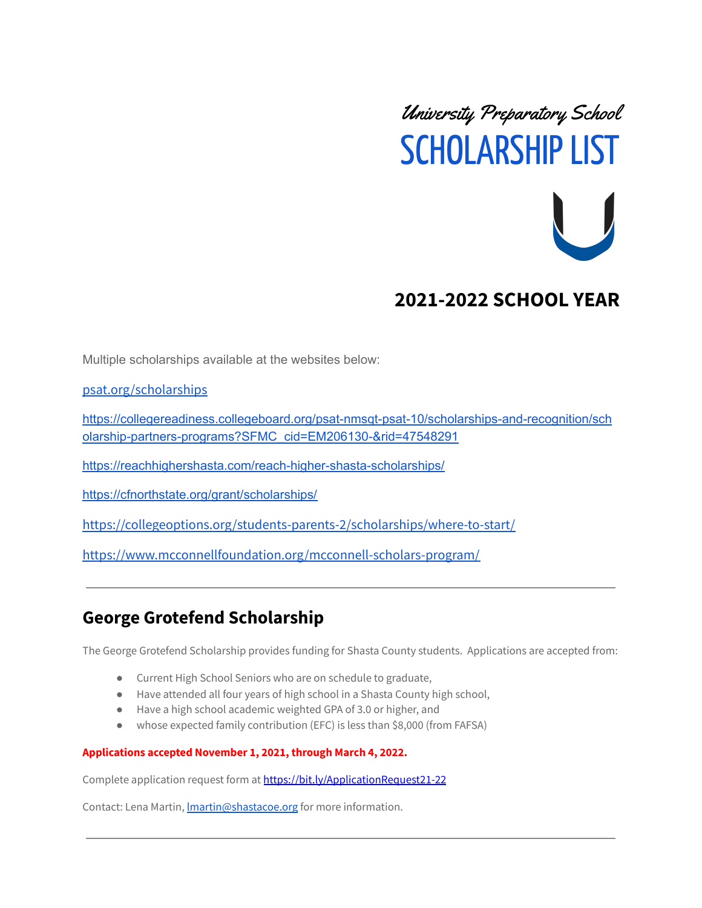*University Preparatory School*

# SCHOLARSHIP LIST

## 2021-2022 SCHOOL YEAR

Multiple scholarships available at the websites below:

[psat.org/scholarships](psat.org/scholarships)

[https://collegereadiness.collegeboard.org/psat-nmsqt-psat-10/scholarships-and-recognition/scholarship-partners-programs?SFMC_cid=EM206130-&rid=47548291](https://collegereadiness.collegeboard.org/psat-nmsqt-psat-10/scholarships-and-recognition/scholarship-partners-programs?SFMC_cid=EM206130-&rid=47548291)

[https://reachhighershasta.com/reach-higher-shasta-scholarships/](https://reachhighershasta.com/reach-higher-shasta-scholarships/)

[https://cfnorthstate.org/grant/scholarships/](https://cfnorthstate.org/grant/scholarships/)

[https://collegeoptions.org/students-parents-2/scholarships/where-to-start/](https://collegeoptions.org/students-parents-2/scholarships/where-to-start/)

[https://www.mcconnellfoundation.org/mcconnell-scholars-program/](https://www.mcconnellfoundation.org/mcconnell-scholars-program/)

---

## George Grotefend Scholarship

The George Grotefend Scholarship provides funding for Shasta County students. Applications are accepted from:

- Current High School Seniors who are on schedule to graduate,
- Have attended all four years of high school in a Shasta County high school,
- Have a high school academic weighted GPA of 3.0 or higher, and
- whose expected family contribution (EFC) is less than $8,000 (from FAFSA)

**Applications accepted November 1, 2021, through March 4, 2022.**

Complete application request form at [https://bit.ly/ApplicationRequest21-22](https://bit.ly/ApplicationRequest21-22)

Contact: Lena Martin, [lmartin@shastacoe.org](mailto:lmartin@shastacoe.org) for more information.

---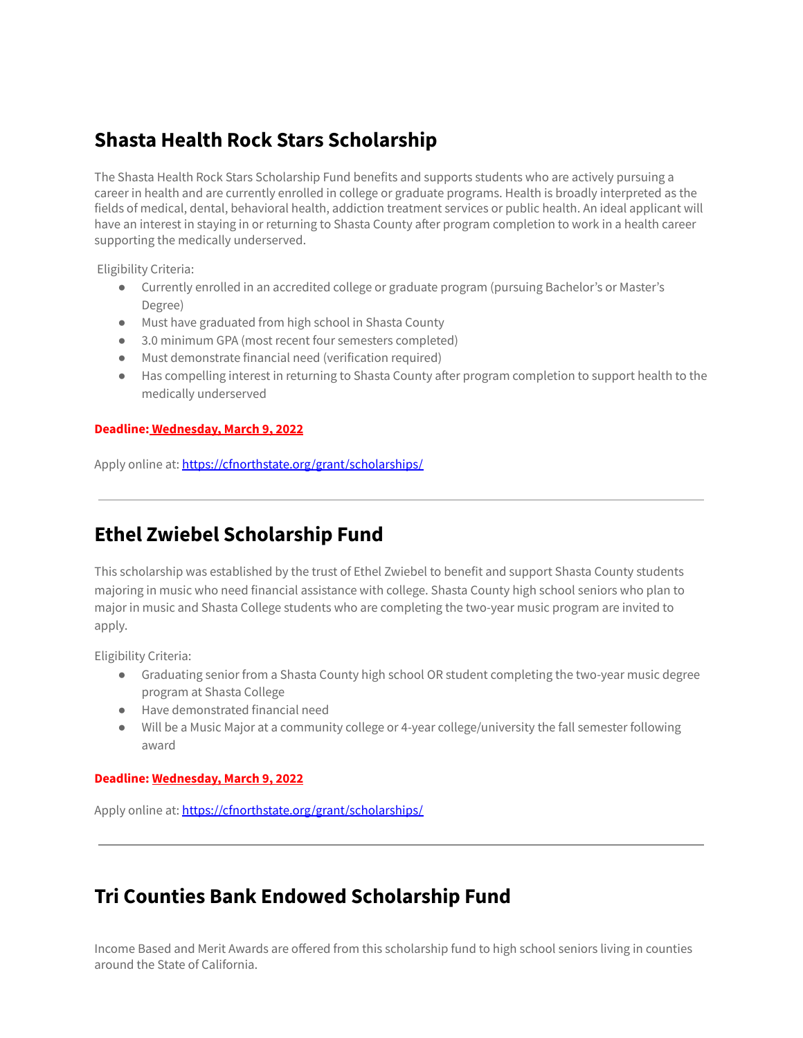## Shasta Health Rock Stars Scholarship

The Shasta Health Rock Stars Scholarship Fund benefits and supports students who are actively pursuing a career in health and are currently enrolled in college or graduate programs. Health is broadly interpreted as the fields of medical, dental, behavioral health, addiction treatment services or public health. An ideal applicant will have an interest in staying in or returning to Shasta County after program completion to work in a health career supporting the medically underserved.

Eligibility Criteria:

- Currently enrolled in an accredited college or graduate program (pursuing Bachelor's or Master's Degree)
- Must have graduated from high school in Shasta County
- 3.0 minimum GPA (most recent four semesters completed)
- Must demonstrate financial need (verification required)
- Has compelling interest in returning to Shasta County after program completion to support health to the medically underserved

**Deadline: Wednesday, March 9, 2022**

Apply online at: https://cfnorthstate.org/grant/scholarships/

---

## Ethel Zwiebel Scholarship Fund

This scholarship was established by the trust of Ethel Zwiebel to benefit and support Shasta County students majoring in music who need financial assistance with college. Shasta County high school seniors who plan to major in music and Shasta College students who are completing the two-year music program are invited to apply.

Eligibility Criteria:

- Graduating senior from a Shasta County high school OR student completing the two-year music degree program at Shasta College
- Have demonstrated financial need
- Will be a Music Major at a community college or 4-year college/university the fall semester following award

**Deadline: Wednesday, March 9, 2022**

Apply online at: https://cfnorthstate.org/grant/scholarships/

---

## Tri Counties Bank Endowed Scholarship Fund

Income Based and Merit Awards are offered from this scholarship fund to high school seniors living in counties around the State of California.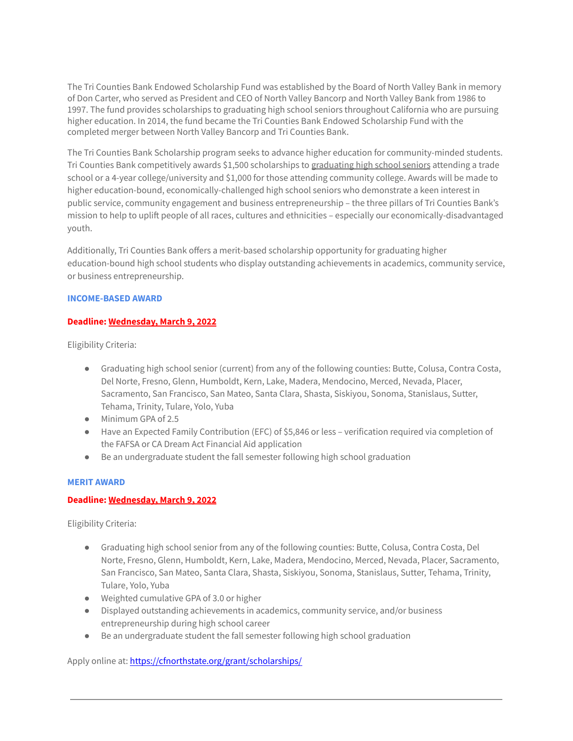The Tri Counties Bank Endowed Scholarship Fund was established by the Board of North Valley Bank in memory of Don Carter, who served as President and CEO of North Valley Bancorp and North Valley Bank from 1986 to 1997. The fund provides scholarships to graduating high school seniors throughout California who are pursuing higher education. In 2014, the fund became the Tri Counties Bank Endowed Scholarship Fund with the completed merger between North Valley Bancorp and Tri Counties Bank.

The Tri Counties Bank Scholarship program seeks to advance higher education for community-minded students. Tri Counties Bank competitively awards $1,500 scholarships to graduating high school seniors attending a trade school or a 4-year college/university and $1,000 for those attending community college. Awards will be made to higher education-bound, economically-challenged high school seniors who demonstrate a keen interest in public service, community engagement and business entrepreneurship – the three pillars of Tri Counties Bank's mission to help to uplift people of all races, cultures and ethnicities – especially our economically-disadvantaged youth.

Additionally, Tri Counties Bank offers a merit-based scholarship opportunity for graduating higher education-bound high school students who display outstanding achievements in academics, community service, or business entrepreneurship.

### INCOME-BASED AWARD

**Deadline: Wednesday, March 9, 2022**

Eligibility Criteria:

- Graduating high school senior (current) from any of the following counties: Butte, Colusa, Contra Costa, Del Norte, Fresno, Glenn, Humboldt, Kern, Lake, Madera, Mendocino, Merced, Nevada, Placer, Sacramento, San Francisco, San Mateo, Santa Clara, Shasta, Siskiyou, Sonoma, Stanislaus, Sutter, Tehama, Trinity, Tulare, Yolo, Yuba
- Minimum GPA of 2.5
- Have an Expected Family Contribution (EFC) of $5,846 or less – verification required via completion of the FAFSA or CA Dream Act Financial Aid application
- Be an undergraduate student the fall semester following high school graduation

### MERIT AWARD

**Deadline: Wednesday, March 9, 2022**

Eligibility Criteria:

- Graduating high school senior from any of the following counties: Butte, Colusa, Contra Costa, Del Norte, Fresno, Glenn, Humboldt, Kern, Lake, Madera, Mendocino, Merced, Nevada, Placer, Sacramento, San Francisco, San Mateo, Santa Clara, Shasta, Siskiyou, Sonoma, Stanislaus, Sutter, Tehama, Trinity, Tulare, Yolo, Yuba
- Weighted cumulative GPA of 3.0 or higher
- Displayed outstanding achievements in academics, community service, and/or business entrepreneurship during high school career
- Be an undergraduate student the fall semester following high school graduation

Apply online at: https://cfnorthstate.org/grant/scholarships/

---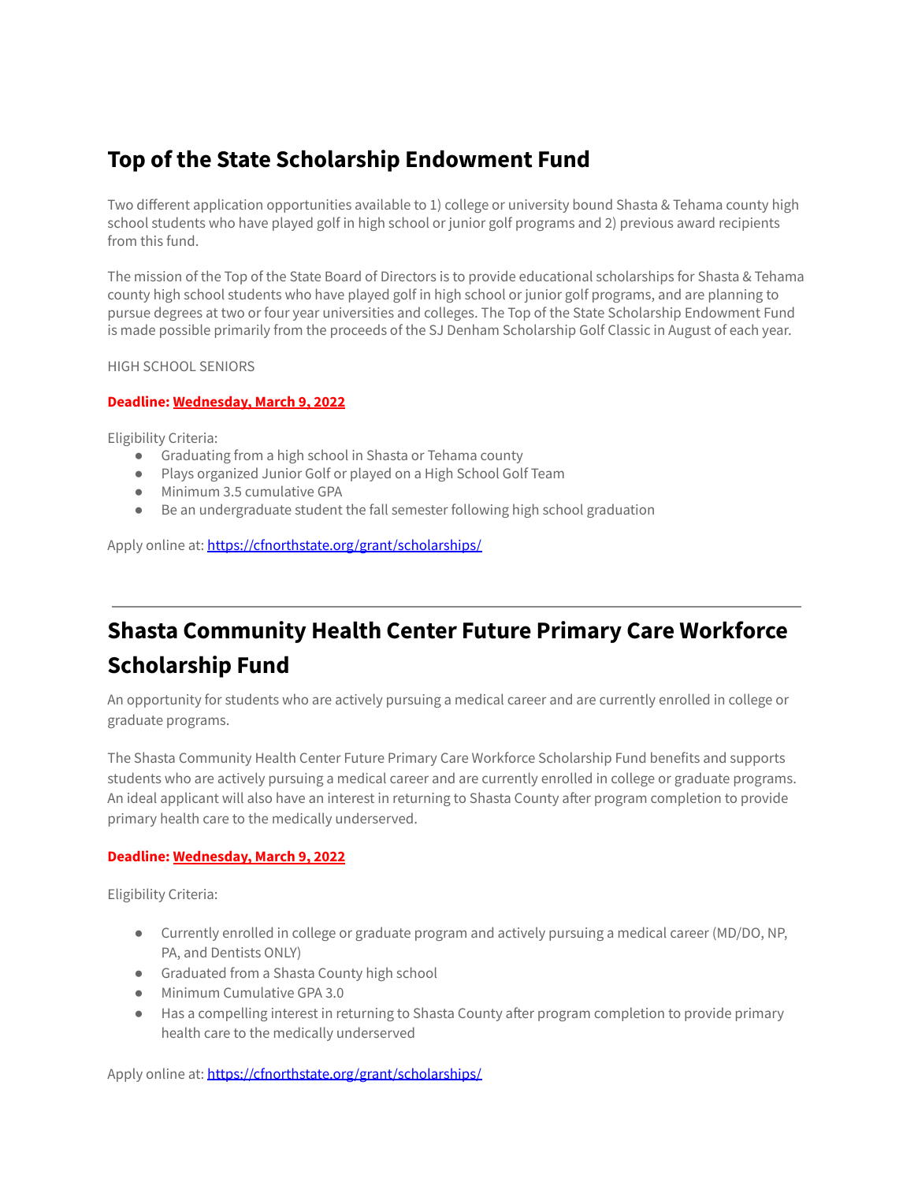# Top of the State Scholarship Endowment Fund

Two different application opportunities available to 1) college or university bound Shasta & Tehama county high school students who have played golf in high school or junior golf programs and 2) previous award recipients from this fund.

The mission of the Top of the State Board of Directors is to provide educational scholarships for Shasta & Tehama county high school students who have played golf in high school or junior golf programs, and are planning to pursue degrees at two or four year universities and colleges. The Top of the State Scholarship Endowment Fund is made possible primarily from the proceeds of the SJ Denham Scholarship Golf Classic in August of each year.

HIGH SCHOOL SENIORS

**Deadline: Wednesday, March 9, 2022**

Eligibility Criteria:

- Graduating from a high school in Shasta or Tehama county
- Plays organized Junior Golf or played on a High School Golf Team
- Minimum 3.5 cumulative GPA
- Be an undergraduate student the fall semester following high school graduation

Apply online at: https://cfnorthstate.org/grant/scholarships/

---

# Shasta Community Health Center Future Primary Care Workforce Scholarship Fund

An opportunity for students who are actively pursuing a medical career and are currently enrolled in college or graduate programs.

The Shasta Community Health Center Future Primary Care Workforce Scholarship Fund benefits and supports students who are actively pursuing a medical career and are currently enrolled in college or graduate programs. An ideal applicant will also have an interest in returning to Shasta County after program completion to provide primary health care to the medically underserved.

**Deadline: Wednesday, March 9, 2022**

Eligibility Criteria:

- Currently enrolled in college or graduate program and actively pursuing a medical career (MD/DO, NP, PA, and Dentists ONLY)
- Graduated from a Shasta County high school
- Minimum Cumulative GPA 3.0
- Has a compelling interest in returning to Shasta County after program completion to provide primary health care to the medically underserved

Apply online at: https://cfnorthstate.org/grant/scholarships/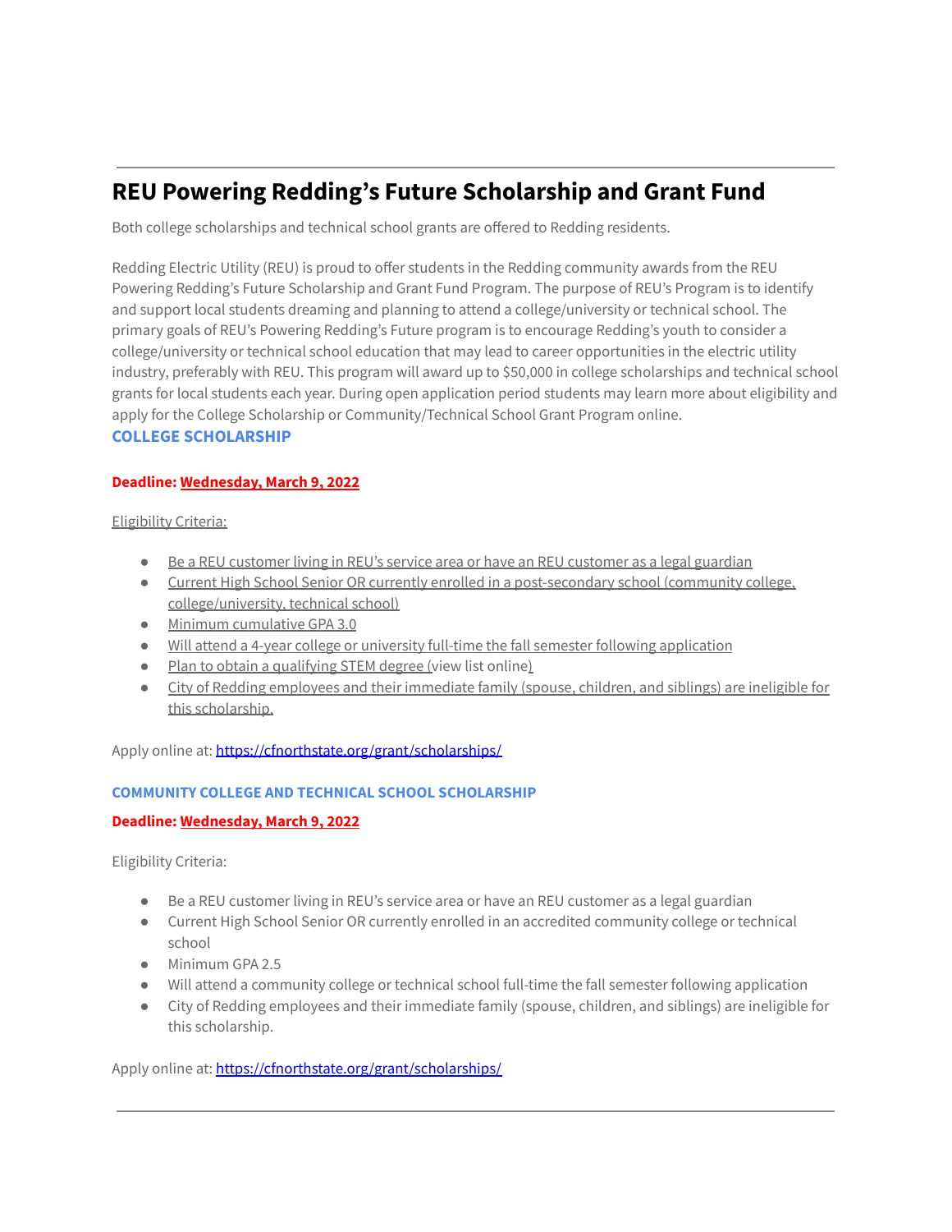---

# REU Powering Redding's Future Scholarship and Grant Fund

Both college scholarships and technical school grants are offered to Redding residents.

Redding Electric Utility (REU) is proud to offer students in the Redding community awards from the REU Powering Redding's Future Scholarship and Grant Fund Program. The purpose of REU's Program is to identify and support local students dreaming and planning to attend a college/university or technical school. The primary goals of REU's Powering Redding's Future program is to encourage Redding's youth to consider a college/university or technical school education that may lead to career opportunities in the electric utility industry, preferably with REU. This program will award up to $50,000 in college scholarships and technical school grants for local students each year. During open application period students may learn more about eligibility and apply for the College Scholarship or Community/Technical School Grant Program online.

### COLLEGE SCHOLARSHIP

**Deadline: Wednesday, March 9, 2022**

Eligibility Criteria:

- Be a REU customer living in REU's service area or have an REU customer as a legal guardian
- Current High School Senior OR currently enrolled in a post-secondary school (community college, college/university, technical school)
- Minimum cumulative GPA 3.0
- Will attend a 4-year college or university full-time the fall semester following application
- Plan to obtain a qualifying STEM degree (view list online)
- City of Redding employees and their immediate family (spouse, children, and siblings) are ineligible for this scholarship.

Apply online at: https://cfnorthstate.org/grant/scholarships/

### COMMUNITY COLLEGE AND TECHNICAL SCHOOL SCHOLARSHIP

**Deadline: Wednesday, March 9, 2022**

Eligibility Criteria:

- Be a REU customer living in REU's service area or have an REU customer as a legal guardian
- Current High School Senior OR currently enrolled in an accredited community college or technical school
- Minimum GPA 2.5
- Will attend a community college or technical school full-time the fall semester following application
- City of Redding employees and their immediate family (spouse, children, and siblings) are ineligible for this scholarship.

Apply online at: https://cfnorthstate.org/grant/scholarships/

---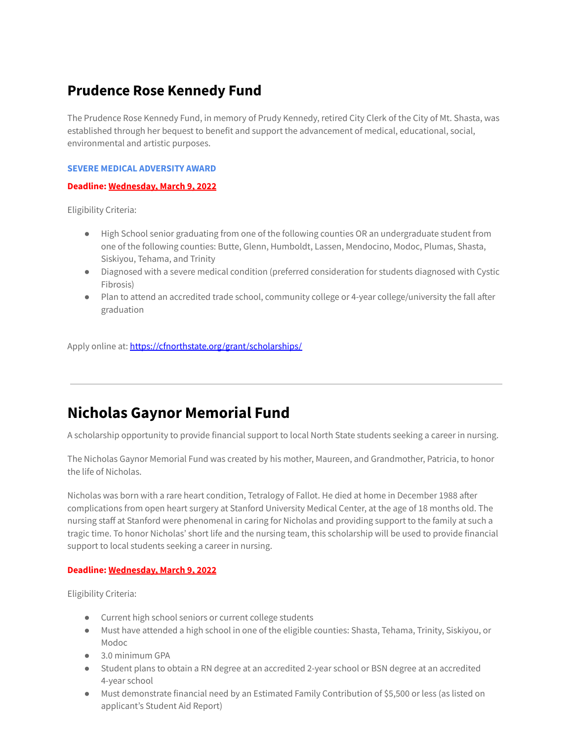# Prudence Rose Kennedy Fund

The Prudence Rose Kennedy Fund, in memory of Prudy Kennedy, retired City Clerk of the City of Mt. Shasta, was established through her bequest to benefit and support the advancement of medical, educational, social, environmental and artistic purposes.

**SEVERE MEDICAL ADVERSITY AWARD**

**Deadline: Wednesday, March 9, 2022**

Eligibility Criteria:

- High School senior graduating from one of the following counties OR an undergraduate student from one of the following counties: Butte, Glenn, Humboldt, Lassen, Mendocino, Modoc, Plumas, Shasta, Siskiyou, Tehama, and Trinity
- Diagnosed with a severe medical condition (preferred consideration for students diagnosed with Cystic Fibrosis)
- Plan to attend an accredited trade school, community college or 4-year college/university the fall after graduation

Apply online at: https://cfnorthstate.org/grant/scholarships/

---

# Nicholas Gaynor Memorial Fund

A scholarship opportunity to provide financial support to local North State students seeking a career in nursing.

The Nicholas Gaynor Memorial Fund was created by his mother, Maureen, and Grandmother, Patricia, to honor the life of Nicholas.

Nicholas was born with a rare heart condition, Tetralogy of Fallot. He died at home in December 1988 after complications from open heart surgery at Stanford University Medical Center, at the age of 18 months old. The nursing staff at Stanford were phenomenal in caring for Nicholas and providing support to the family at such a tragic time. To honor Nicholas' short life and the nursing team, this scholarship will be used to provide financial support to local students seeking a career in nursing.

**Deadline: Wednesday, March 9, 2022**

Eligibility Criteria:

- Current high school seniors or current college students
- Must have attended a high school in one of the eligible counties: Shasta, Tehama, Trinity, Siskiyou, or Modoc
- 3.0 minimum GPA
- Student plans to obtain a RN degree at an accredited 2-year school or BSN degree at an accredited 4-year school
- Must demonstrate financial need by an Estimated Family Contribution of $5,500 or less (as listed on applicant's Student Aid Report)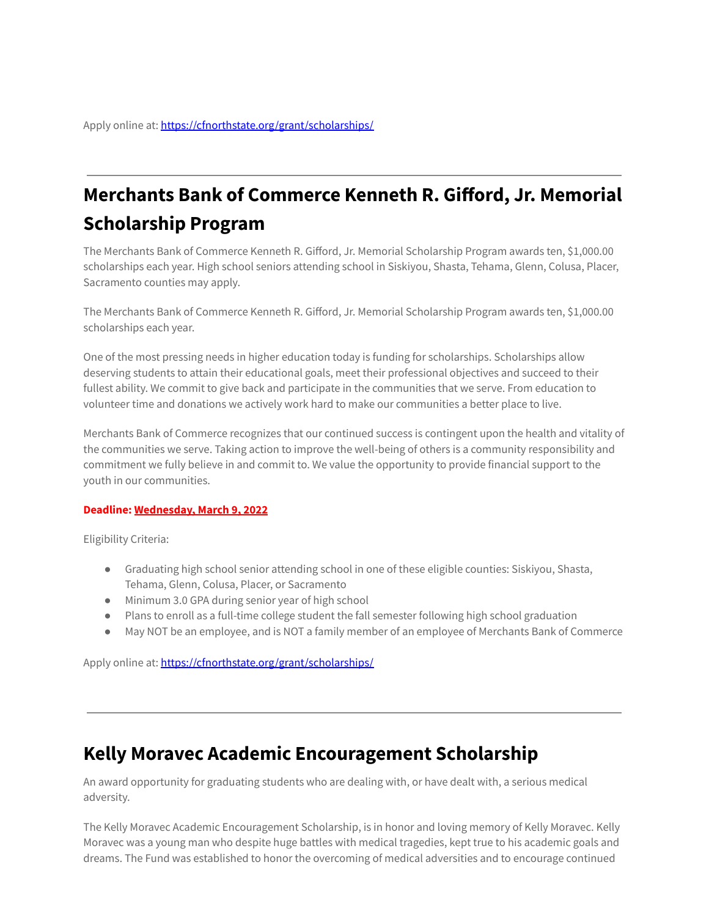Apply online at: [https://cfnorthstate.org/grant/scholarships/](https://cfnorthstate.org/grant/scholarships/)

---

## Merchants Bank of Commerce Kenneth R. Gifford, Jr. Memorial Scholarship Program

The Merchants Bank of Commerce Kenneth R. Gifford, Jr. Memorial Scholarship Program awards ten, $1,000.00 scholarships each year. High school seniors attending school in Siskiyou, Shasta, Tehama, Glenn, Colusa, Placer, Sacramento counties may apply.

The Merchants Bank of Commerce Kenneth R. Gifford, Jr. Memorial Scholarship Program awards ten, $1,000.00 scholarships each year.

One of the most pressing needs in higher education today is funding for scholarships. Scholarships allow deserving students to attain their educational goals, meet their professional objectives and succeed to their fullest ability. We commit to give back and participate in the communities that we serve. From education to volunteer time and donations we actively work hard to make our communities a better place to live.

Merchants Bank of Commerce recognizes that our continued success is contingent upon the health and vitality of the communities we serve. Taking action to improve the well-being of others is a community responsibility and commitment we fully believe in and commit to. We value the opportunity to provide financial support to the youth in our communities.

**Deadline: Wednesday, March 9, 2022**

Eligibility Criteria:

- Graduating high school senior attending school in one of these eligible counties: Siskiyou, Shasta, Tehama, Glenn, Colusa, Placer, or Sacramento
- Minimum 3.0 GPA during senior year of high school
- Plans to enroll as a full-time college student the fall semester following high school graduation
- May NOT be an employee, and is NOT a family member of an employee of Merchants Bank of Commerce

Apply online at: [https://cfnorthstate.org/grant/scholarships/](https://cfnorthstate.org/grant/scholarships/)

---

## Kelly Moravec Academic Encouragement Scholarship

An award opportunity for graduating students who are dealing with, or have dealt with, a serious medical adversity.

The Kelly Moravec Academic Encouragement Scholarship, is in honor and loving memory of Kelly Moravec. Kelly Moravec was a young man who despite huge battles with medical tragedies, kept true to his academic goals and dreams. The Fund was established to honor the overcoming of medical adversities and to encourage continued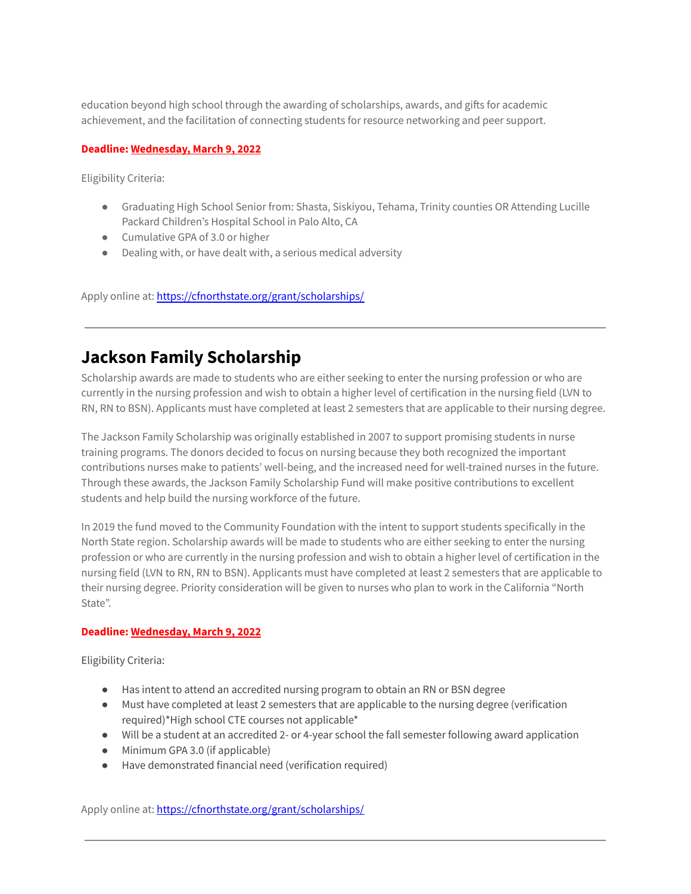education beyond high school through the awarding of scholarships, awards, and gifts for academic achievement, and the facilitation of connecting students for resource networking and peer support.

**Deadline: Wednesday, March 9, 2022**

Eligibility Criteria:

- Graduating High School Senior from: Shasta, Siskiyou, Tehama, Trinity counties OR Attending Lucille Packard Children's Hospital School in Palo Alto, CA
- Cumulative GPA of 3.0 or higher
- Dealing with, or have dealt with, a serious medical adversity

Apply online at: https://cfnorthstate.org/grant/scholarships/

---

## Jackson Family Scholarship

Scholarship awards are made to students who are either seeking to enter the nursing profession or who are currently in the nursing profession and wish to obtain a higher level of certification in the nursing field (LVN to RN, RN to BSN). Applicants must have completed at least 2 semesters that are applicable to their nursing degree.

The Jackson Family Scholarship was originally established in 2007 to support promising students in nurse training programs. The donors decided to focus on nursing because they both recognized the important contributions nurses make to patients' well-being, and the increased need for well-trained nurses in the future. Through these awards, the Jackson Family Scholarship Fund will make positive contributions to excellent students and help build the nursing workforce of the future.

In 2019 the fund moved to the Community Foundation with the intent to support students specifically in the North State region. Scholarship awards will be made to students who are either seeking to enter the nursing profession or who are currently in the nursing profession and wish to obtain a higher level of certification in the nursing field (LVN to RN, RN to BSN). Applicants must have completed at least 2 semesters that are applicable to their nursing degree. Priority consideration will be given to nurses who plan to work in the California "North State".

**Deadline: Wednesday, March 9, 2022**

Eligibility Criteria:

- Has intent to attend an accredited nursing program to obtain an RN or BSN degree
- Must have completed at least 2 semesters that are applicable to the nursing degree (verification required)*High school CTE courses not applicable*
- Will be a student at an accredited 2- or 4-year school the fall semester following award application
- Minimum GPA 3.0 (if applicable)
- Have demonstrated financial need (verification required)

Apply online at: https://cfnorthstate.org/grant/scholarships/

---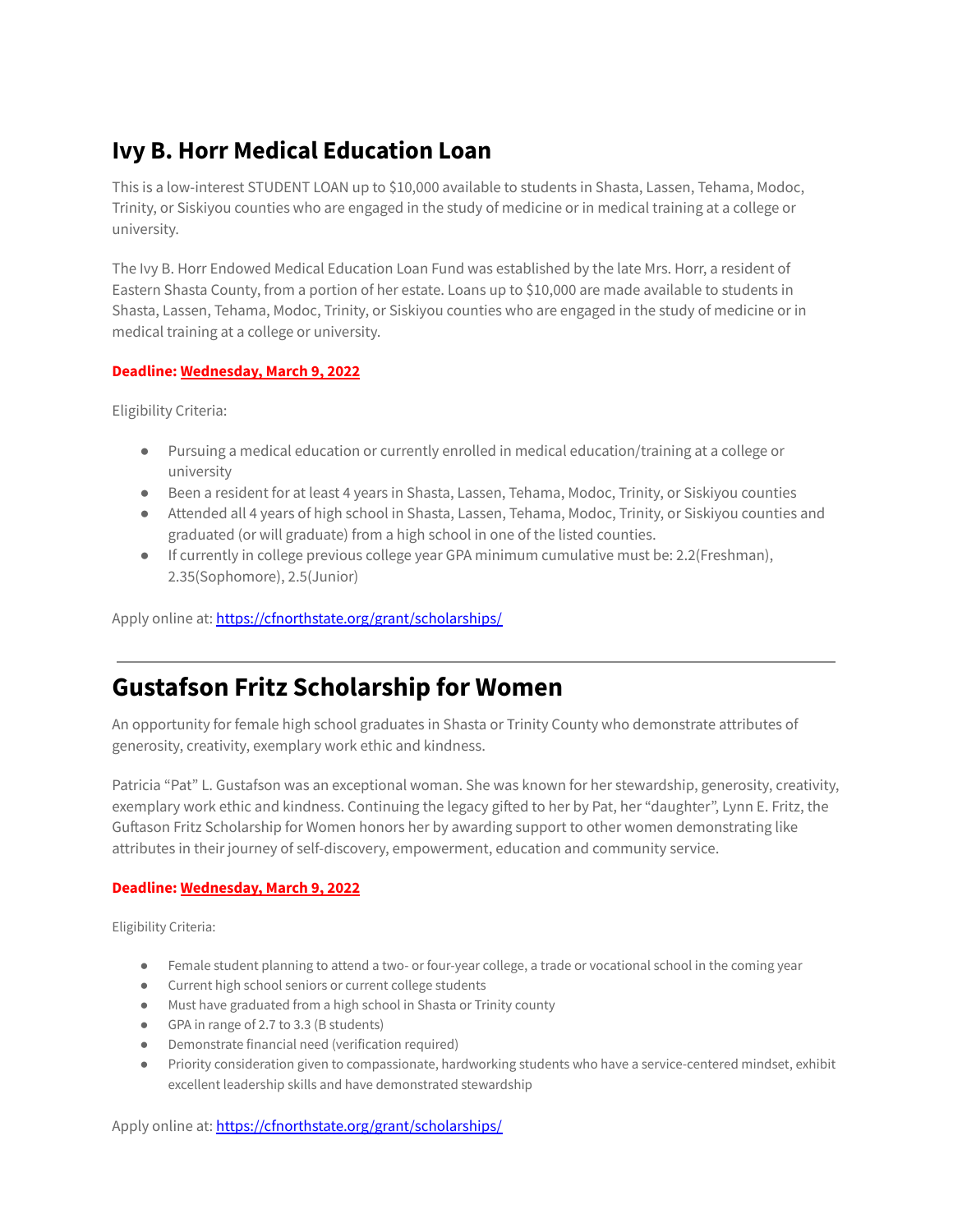## Ivy B. Horr Medical Education Loan

This is a low-interest STUDENT LOAN up to $10,000 available to students in Shasta, Lassen, Tehama, Modoc, Trinity, or Siskiyou counties who are engaged in the study of medicine or in medical training at a college or university.

The Ivy B. Horr Endowed Medical Education Loan Fund was established by the late Mrs. Horr, a resident of Eastern Shasta County, from a portion of her estate. Loans up to $10,000 are made available to students in Shasta, Lassen, Tehama, Modoc, Trinity, or Siskiyou counties who are engaged in the study of medicine or in medical training at a college or university.

**Deadline: Wednesday, March 9, 2022**

Eligibility Criteria:

- Pursuing a medical education or currently enrolled in medical education/training at a college or university
- Been a resident for at least 4 years in Shasta, Lassen, Tehama, Modoc, Trinity, or Siskiyou counties
- Attended all 4 years of high school in Shasta, Lassen, Tehama, Modoc, Trinity, or Siskiyou counties and graduated (or will graduate) from a high school in one of the listed counties.
- If currently in college previous college year GPA minimum cumulative must be: 2.2(Freshman), 2.35(Sophomore), 2.5(Junior)

Apply online at: https://cfnorthstate.org/grant/scholarships/

---

# Gustafson Fritz Scholarship for Women

An opportunity for female high school graduates in Shasta or Trinity County who demonstrate attributes of generosity, creativity, exemplary work ethic and kindness.

Patricia "Pat" L. Gustafson was an exceptional woman. She was known for her stewardship, generosity, creativity, exemplary work ethic and kindness. Continuing the legacy gifted to her by Pat, her "daughter", Lynn E. Fritz, the Guftason Fritz Scholarship for Women honors her by awarding support to other women demonstrating like attributes in their journey of self-discovery, empowerment, education and community service.

**Deadline: Wednesday, March 9, 2022**

Eligibility Criteria:

- Female student planning to attend a two- or four-year college, a trade or vocational school in the coming year
- Current high school seniors or current college students
- Must have graduated from a high school in Shasta or Trinity county
- GPA in range of 2.7 to 3.3 (B students)
- Demonstrate financial need (verification required)
- Priority consideration given to compassionate, hardworking students who have a service-centered mindset, exhibit excellent leadership skills and have demonstrated stewardship

Apply online at: https://cfnorthstate.org/grant/scholarships/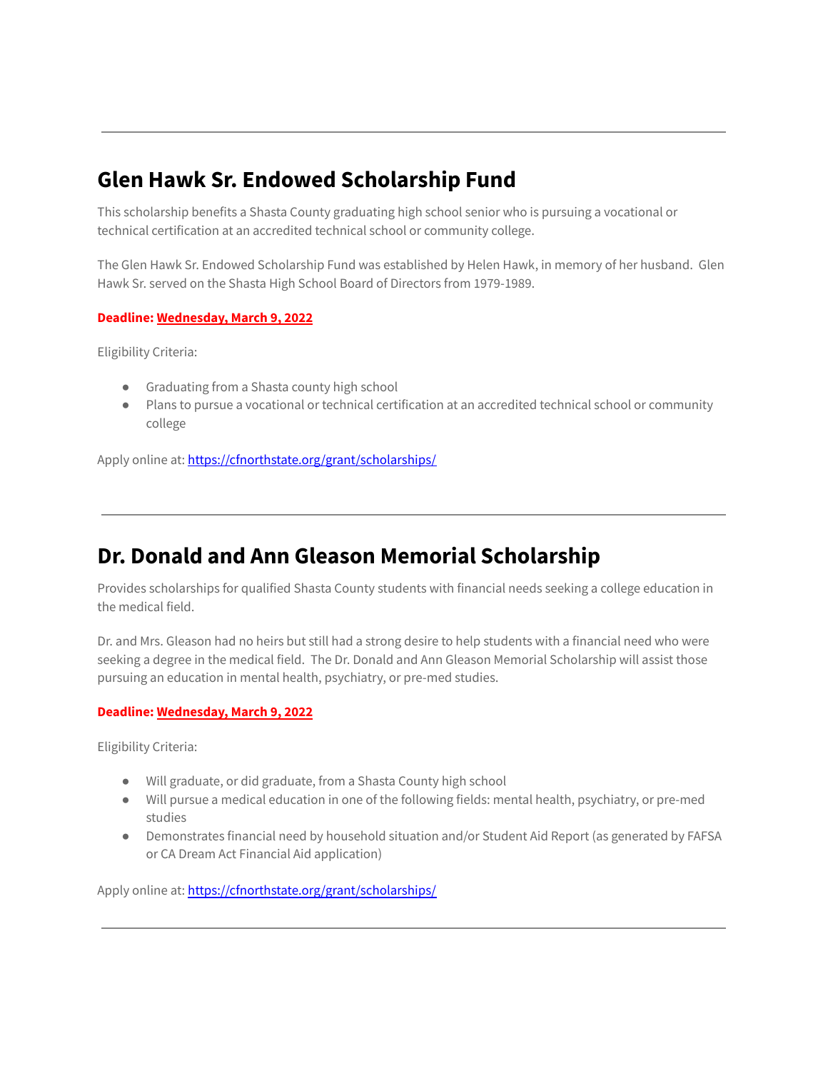---

## Glen Hawk Sr. Endowed Scholarship Fund

This scholarship benefits a Shasta County graduating high school senior who is pursuing a vocational or technical certification at an accredited technical school or community college.

The Glen Hawk Sr. Endowed Scholarship Fund was established by Helen Hawk, in memory of her husband. Glen Hawk Sr. served on the Shasta High School Board of Directors from 1979-1989.

**Deadline: Wednesday, March 9, 2022**

Eligibility Criteria:

- Graduating from a Shasta county high school
- Plans to pursue a vocational or technical certification at an accredited technical school or community college

Apply online at: https://cfnorthstate.org/grant/scholarships/

---

## Dr. Donald and Ann Gleason Memorial Scholarship

Provides scholarships for qualified Shasta County students with financial needs seeking a college education in the medical field.

Dr. and Mrs. Gleason had no heirs but still had a strong desire to help students with a financial need who were seeking a degree in the medical field. The Dr. Donald and Ann Gleason Memorial Scholarship will assist those pursuing an education in mental health, psychiatry, or pre-med studies.

**Deadline: Wednesday, March 9, 2022**

Eligibility Criteria:

- Will graduate, or did graduate, from a Shasta County high school
- Will pursue a medical education in one of the following fields: mental health, psychiatry, or pre-med studies
- Demonstrates financial need by household situation and/or Student Aid Report (as generated by FAFSA or CA Dream Act Financial Aid application)

Apply online at: https://cfnorthstate.org/grant/scholarships/

---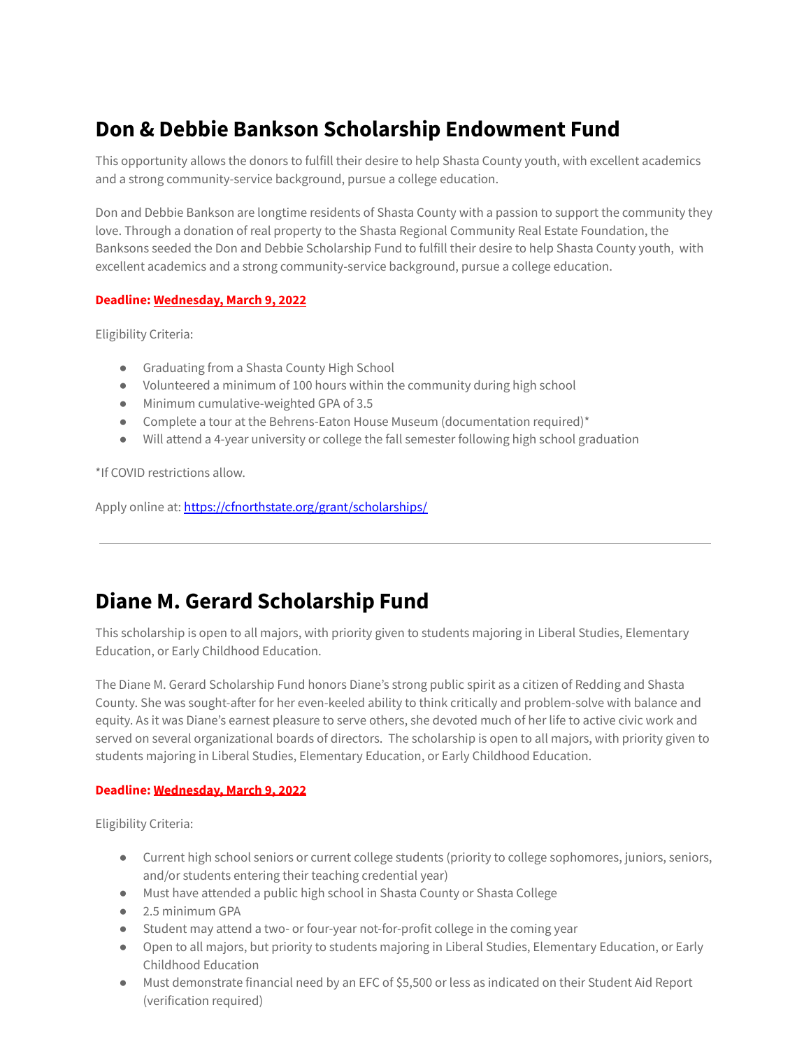# Don & Debbie Bankson Scholarship Endowment Fund

This opportunity allows the donors to fulfill their desire to help Shasta County youth, with excellent academics and a strong community-service background, pursue a college education.

Don and Debbie Bankson are longtime residents of Shasta County with a passion to support the community they love. Through a donation of real property to the Shasta Regional Community Real Estate Foundation, the Banksons seeded the Don and Debbie Scholarship Fund to fulfill their desire to help Shasta County youth, with excellent academics and a strong community-service background, pursue a college education.

**Deadline: Wednesday, March 9, 2022**

Eligibility Criteria:

- Graduating from a Shasta County High School
- Volunteered a minimum of 100 hours within the community during high school
- Minimum cumulative-weighted GPA of 3.5
- Complete a tour at the Behrens-Eaton House Museum (documentation required)*
- Will attend a 4-year university or college the fall semester following high school graduation

*If COVID restrictions allow.

Apply online at: https://cfnorthstate.org/grant/scholarships/

---

# Diane M. Gerard Scholarship Fund

This scholarship is open to all majors, with priority given to students majoring in Liberal Studies, Elementary Education, or Early Childhood Education.

The Diane M. Gerard Scholarship Fund honors Diane's strong public spirit as a citizen of Redding and Shasta County. She was sought-after for her even-keeled ability to think critically and problem-solve with balance and equity. As it was Diane's earnest pleasure to serve others, she devoted much of her life to active civic work and served on several organizational boards of directors. The scholarship is open to all majors, with priority given to students majoring in Liberal Studies, Elementary Education, or Early Childhood Education.

**Deadline: Wednesday, March 9, 2022**

Eligibility Criteria:

- Current high school seniors or current college students (priority to college sophomores, juniors, seniors, and/or students entering their teaching credential year)
- Must have attended a public high school in Shasta County or Shasta College
- 2.5 minimum GPA
- Student may attend a two- or four-year not-for-profit college in the coming year
- Open to all majors, but priority to students majoring in Liberal Studies, Elementary Education, or Early Childhood Education
- Must demonstrate financial need by an EFC of $5,500 or less as indicated on their Student Aid Report (verification required)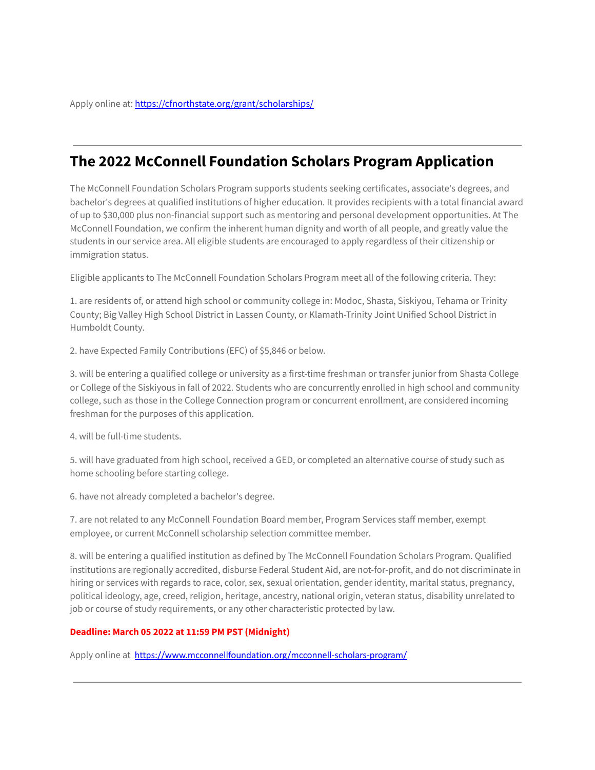Apply online at: [https://cfnorthstate.org/grant/scholarships/](https://cfnorthstate.org/grant/scholarships/)

---

## The 2022 McConnell Foundation Scholars Program Application

The McConnell Foundation Scholars Program supports students seeking certificates, associate's degrees, and bachelor's degrees at qualified institutions of higher education. It provides recipients with a total financial award of up to $30,000 plus non-financial support such as mentoring and personal development opportunities. At The McConnell Foundation, we confirm the inherent human dignity and worth of all people, and greatly value the students in our service area. All eligible students are encouraged to apply regardless of their citizenship or immigration status.

Eligible applicants to The McConnell Foundation Scholars Program meet all of the following criteria. They:

1. are residents of, or attend high school or community college in: Modoc, Shasta, Siskiyou, Tehama or Trinity County; Big Valley High School District in Lassen County, or Klamath-Trinity Joint Unified School District in Humboldt County.

2. have Expected Family Contributions (EFC) of $5,846 or below.

3. will be entering a qualified college or university as a first-time freshman or transfer junior from Shasta College or College of the Siskiyous in fall of 2022. Students who are concurrently enrolled in high school and community college, such as those in the College Connection program or concurrent enrollment, are considered incoming freshman for the purposes of this application.

4. will be full-time students.

5. will have graduated from high school, received a GED, or completed an alternative course of study such as home schooling before starting college.

6. have not already completed a bachelor's degree.

7. are not related to any McConnell Foundation Board member, Program Services staff member, exempt employee, or current McConnell scholarship selection committee member.

8. will be entering a qualified institution as defined by The McConnell Foundation Scholars Program. Qualified institutions are regionally accredited, disburse Federal Student Aid, are not-for-profit, and do not discriminate in hiring or services with regards to race, color, sex, sexual orientation, gender identity, marital status, pregnancy, political ideology, age, creed, religion, heritage, ancestry, national origin, veteran status, disability unrelated to job or course of study requirements, or any other characteristic protected by law.

**Deadline: March 05 2022 at 11:59 PM PST (Midnight)**

Apply online at [https://www.mcconnellfoundation.org/mcconnell-scholars-program/](https://www.mcconnellfoundation.org/mcconnell-scholars-program/)

---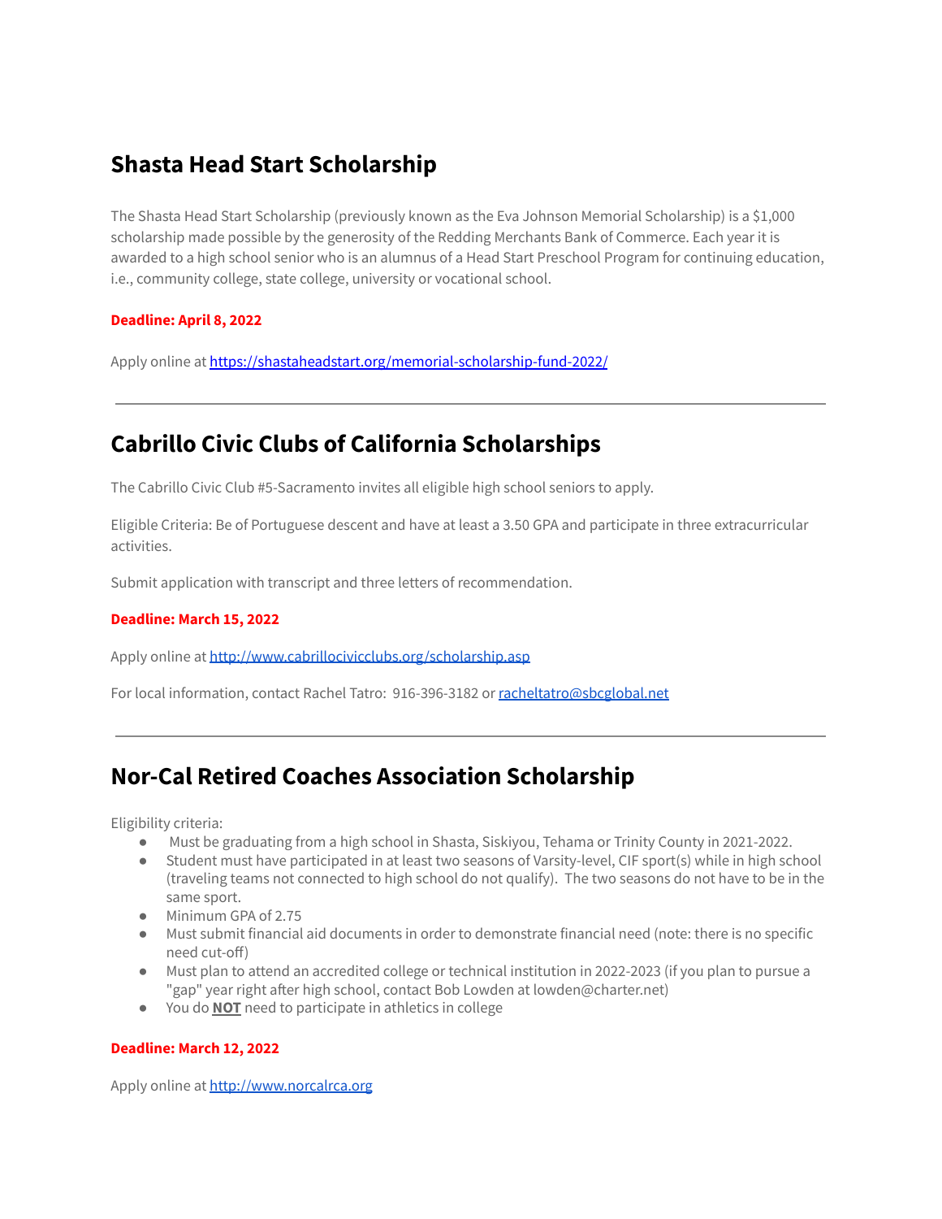## Shasta Head Start Scholarship

The Shasta Head Start Scholarship (previously known as the Eva Johnson Memorial Scholarship) is a $1,000 scholarship made possible by the generosity of the Redding Merchants Bank of Commerce. Each year it is awarded to a high school senior who is an alumnus of a Head Start Preschool Program for continuing education, i.e., community college, state college, university or vocational school.

**Deadline: April 8, 2022**

Apply online at [https://shastaheadstart.org/memorial-scholarship-fund-2022/](https://shastaheadstart.org/memorial-scholarship-fund-2022/)

---

## Cabrillo Civic Clubs of California Scholarships

The Cabrillo Civic Club #5-Sacramento invites all eligible high school seniors to apply.

Eligible Criteria: Be of Portuguese descent and have at least a 3.50 GPA and participate in three extracurricular activities.

Submit application with transcript and three letters of recommendation.

**Deadline: March 15, 2022**

Apply online at [http://www.cabrillocivicclubs.org/scholarship.asp](http://www.cabrillocivicclubs.org/scholarship.asp)

For local information, contact Rachel Tatro: 916-396-3182 or [racheltatro@sbcglobal.net](mailto:racheltatro@sbcglobal.net)

---

## Nor-Cal Retired Coaches Association Scholarship

Eligibility criteria:

- Must be graduating from a high school in Shasta, Siskiyou, Tehama or Trinity County in 2021-2022.
- Student must have participated in at least two seasons of Varsity-level, CIF sport(s) while in high school (traveling teams not connected to high school do not qualify). The two seasons do not have to be in the same sport.
- Minimum GPA of 2.75
- Must submit financial aid documents in order to demonstrate financial need (note: there is no specific need cut-off)
- Must plan to attend an accredited college or technical institution in 2022-2023 (if you plan to pursue a "gap" year right after high school, contact Bob Lowden at lowden@charter.net)
- You do **NOT** need to participate in athletics in college

**Deadline: March 12, 2022**

Apply online at [http://www.norcalrca.org](http://www.norcalrca.org)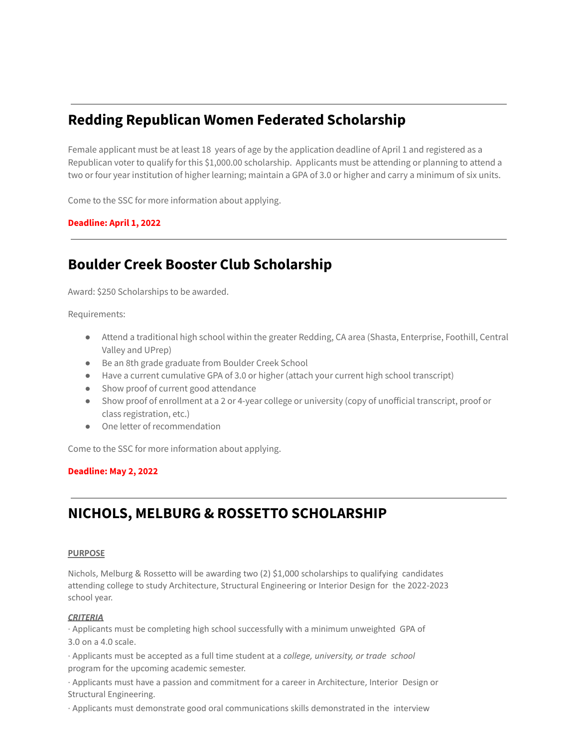---

## Redding Republican Women Federated Scholarship

Female applicant must be at least 18 years of age by the application deadline of April 1 and registered as a Republican voter to qualify for this $1,000.00 scholarship. Applicants must be attending or planning to attend a two or four year institution of higher learning; maintain a GPA of 3.0 or higher and carry a minimum of six units.

Come to the SSC for more information about applying.

**Deadline: April 1, 2022**

---

## Boulder Creek Booster Club Scholarship

Award: $250 Scholarships to be awarded.

Requirements:

- Attend a traditional high school within the greater Redding, CA area (Shasta, Enterprise, Foothill, Central Valley and UPrep)
- Be an 8th grade graduate from Boulder Creek School
- Have a current cumulative GPA of 3.0 or higher (attach your current high school transcript)
- Show proof of current good attendance
- Show proof of enrollment at a 2 or 4-year college or university (copy of unofficial transcript, proof or class registration, etc.)
- One letter of recommendation

Come to the SSC for more information about applying.

**Deadline: May 2, 2022**

---

## NICHOLS, MELBURG & ROSSETTO SCHOLARSHIP

**PURPOSE**

Nichols, Melburg & Rossetto will be awarding two (2) $1,000 scholarships to qualifying candidates attending college to study Architecture, Structural Engineering or Interior Design for the 2022-2023 school year.

***CRITERIA***

· Applicants must be completing high school successfully with a minimum unweighted GPA of 3.0 on a 4.0 scale.

· Applicants must be accepted as a full time student at a *college, university, or trade school* program for the upcoming academic semester.

· Applicants must have a passion and commitment for a career in Architecture, Interior Design or Structural Engineering.

· Applicants must demonstrate good oral communications skills demonstrated in the interview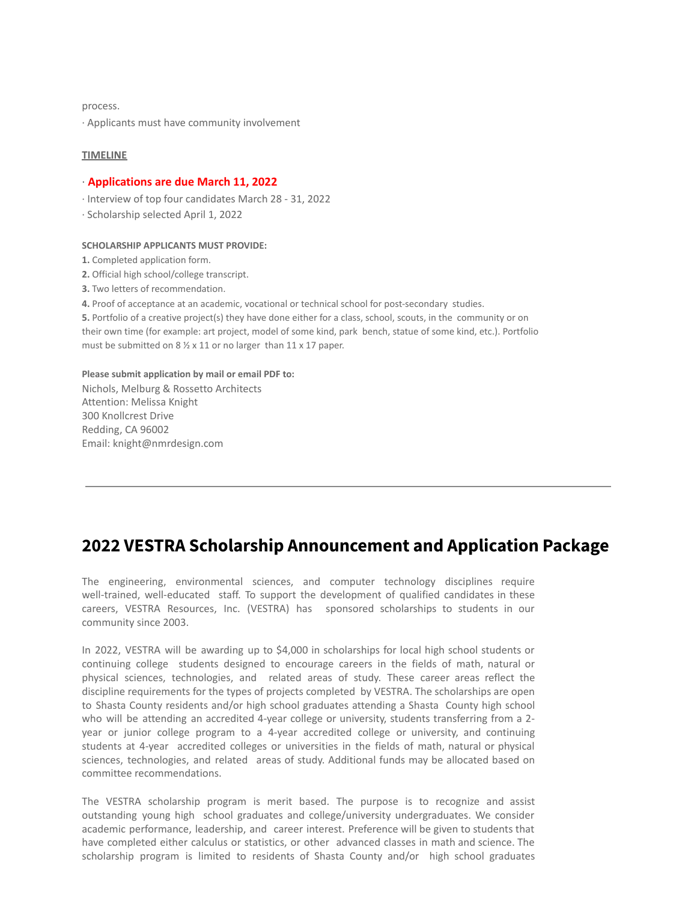process.

· Applicants must have community involvement

**TIMELINE**

· **Applications are due March 11, 2022**

· Interview of top four candidates March 28 - 31, 2022

· Scholarship selected April 1, 2022

**SCHOLARSHIP APPLICANTS MUST PROVIDE:**

**1.** Completed application form.

**2.** Official high school/college transcript.

**3.** Two letters of recommendation.

**4.** Proof of acceptance at an academic, vocational or technical school for post-secondary studies.

**5.** Portfolio of a creative project(s) they have done either for a class, school, scouts, in the community or on their own time (for example: art project, model of some kind, park bench, statue of some kind, etc.). Portfolio must be submitted on 8 ½ x 11 or no larger than 11 x 17 paper.

**Please submit application by mail or email PDF to:**

Nichols, Melburg & Rossetto Architects
Attention: Melissa Knight
300 Knollcrest Drive
Redding, CA 96002
Email: knight@nmrdesign.com

---

# 2022 VESTRA Scholarship Announcement and Application Package

The engineering, environmental sciences, and computer technology disciplines require well-trained, well-educated staff. To support the development of qualified candidates in these careers, VESTRA Resources, Inc. (VESTRA) has sponsored scholarships to students in our community since 2003.

In 2022, VESTRA will be awarding up to $4,000 in scholarships for local high school students or continuing college students designed to encourage careers in the fields of math, natural or physical sciences, technologies, and related areas of study. These career areas reflect the discipline requirements for the types of projects completed by VESTRA. The scholarships are open to Shasta County residents and/or high school graduates attending a Shasta County high school who will be attending an accredited 4-year college or university, students transferring from a 2-year or junior college program to a 4-year accredited college or university, and continuing students at 4-year accredited colleges or universities in the fields of math, natural or physical sciences, technologies, and related areas of study. Additional funds may be allocated based on committee recommendations.

The VESTRA scholarship program is merit based. The purpose is to recognize and assist outstanding young high school graduates and college/university undergraduates. We consider academic performance, leadership, and career interest. Preference will be given to students that have completed either calculus or statistics, or other advanced classes in math and science. The scholarship program is limited to residents of Shasta County and/or high school graduates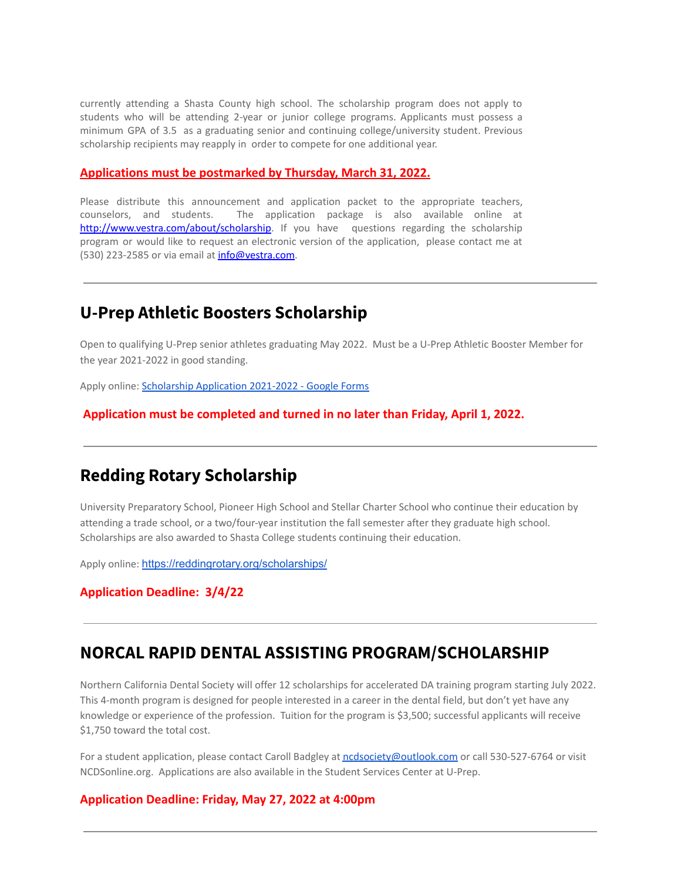currently attending a Shasta County high school. The scholarship program does not apply to students who will be attending 2-year or junior college programs. Applicants must possess a minimum GPA of 3.5 as a graduating senior and continuing college/university student. Previous scholarship recipients may reapply in order to compete for one additional year.

**Applications must be postmarked by Thursday, March 31, 2022.**

Please distribute this announcement and application packet to the appropriate teachers, counselors, and students. The application package is also available online at http://www.vestra.com/about/scholarship. If you have questions regarding the scholarship program or would like to request an electronic version of the application, please contact me at (530) 223-2585 or via email at info@vestra.com.

---

## U-Prep Athletic Boosters Scholarship

Open to qualifying U-Prep senior athletes graduating May 2022. Must be a U-Prep Athletic Booster Member for the year 2021-2022 in good standing.

Apply online: Scholarship Application 2021-2022 - Google Forms

**Application must be completed and turned in no later than Friday, April 1, 2022.**

---

## Redding Rotary Scholarship

University Preparatory School, Pioneer High School and Stellar Charter School who continue their education by attending a trade school, or a two/four-year institution the fall semester after they graduate high school. Scholarships are also awarded to Shasta College students continuing their education.

Apply online: https://reddingrotary.org/scholarships/

**Application Deadline: 3/4/22**

---

## NORCAL RAPID DENTAL ASSISTING PROGRAM/SCHOLARSHIP

Northern California Dental Society will offer 12 scholarships for accelerated DA training program starting July 2022. This 4-month program is designed for people interested in a career in the dental field, but don't yet have any knowledge or experience of the profession. Tuition for the program is $3,500; successful applicants will receive $1,750 toward the total cost.

For a student application, please contact Caroll Badgley at ncdsociety@outlook.com or call 530-527-6764 or visit NCDSonline.org. Applications are also available in the Student Services Center at U-Prep.

**Application Deadline: Friday, May 27, 2022 at 4:00pm**

---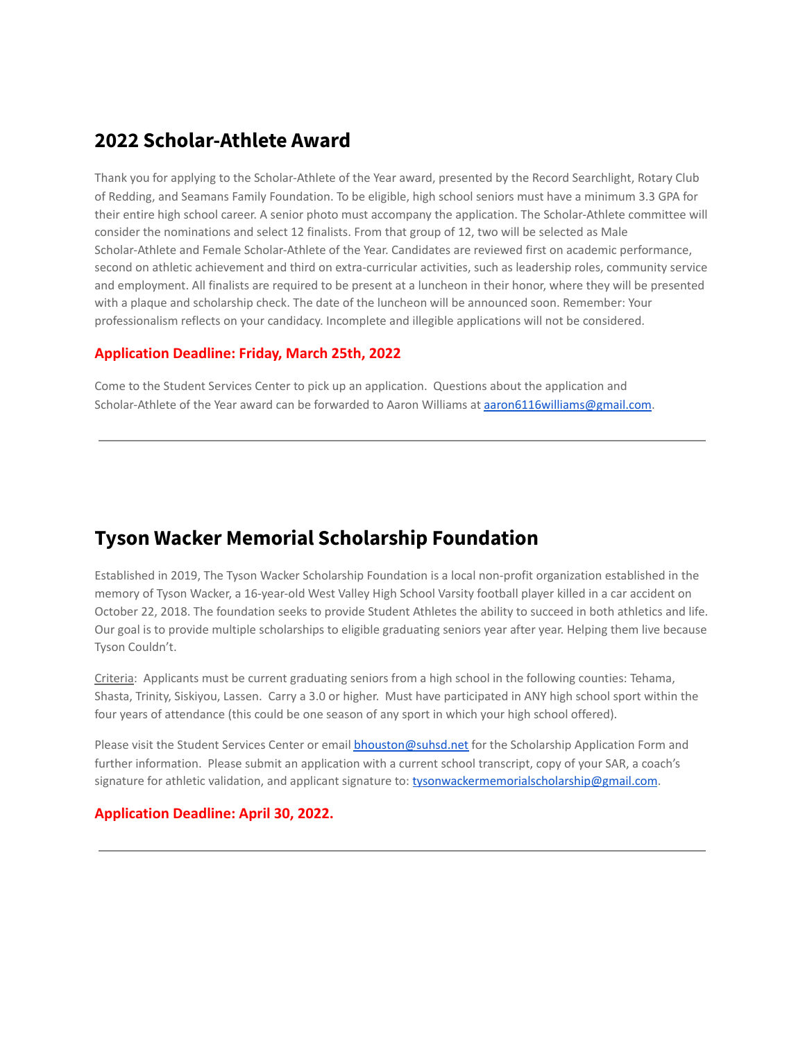## 2022 Scholar-Athlete Award

Thank you for applying to the Scholar-Athlete of the Year award, presented by the Record Searchlight, Rotary Club of Redding, and Seamans Family Foundation. To be eligible, high school seniors must have a minimum 3.3 GPA for their entire high school career. A senior photo must accompany the application. The Scholar-Athlete committee will consider the nominations and select 12 finalists. From that group of 12, two will be selected as Male Scholar-Athlete and Female Scholar-Athlete of the Year. Candidates are reviewed first on academic performance, second on athletic achievement and third on extra-curricular activities, such as leadership roles, community service and employment. All finalists are required to be present at a luncheon in their honor, where they will be presented with a plaque and scholarship check. The date of the luncheon will be announced soon. Remember: Your professionalism reflects on your candidacy. Incomplete and illegible applications will not be considered.

**Application Deadline: Friday, March 25th, 2022**

Come to the Student Services Center to pick up an application. Questions about the application and Scholar-Athlete of the Year award can be forwarded to Aaron Williams at aaron6116williams@gmail.com.

---

## Tyson Wacker Memorial Scholarship Foundation

Established in 2019, The Tyson Wacker Scholarship Foundation is a local non-profit organization established in the memory of Tyson Wacker, a 16-year-old West Valley High School Varsity football player killed in a car accident on October 22, 2018. The foundation seeks to provide Student Athletes the ability to succeed in both athletics and life. Our goal is to provide multiple scholarships to eligible graduating seniors year after year. Helping them live because Tyson Couldn't.

Criteria: Applicants must be current graduating seniors from a high school in the following counties: Tehama, Shasta, Trinity, Siskiyou, Lassen. Carry a 3.0 or higher. Must have participated in ANY high school sport within the four years of attendance (this could be one season of any sport in which your high school offered).

Please visit the Student Services Center or email bhouston@suhsd.net for the Scholarship Application Form and further information. Please submit an application with a current school transcript, copy of your SAR, a coach's signature for athletic validation, and applicant signature to: tysonwackermemorialscholarship@gmail.com.

**Application Deadline: April 30, 2022.**

---